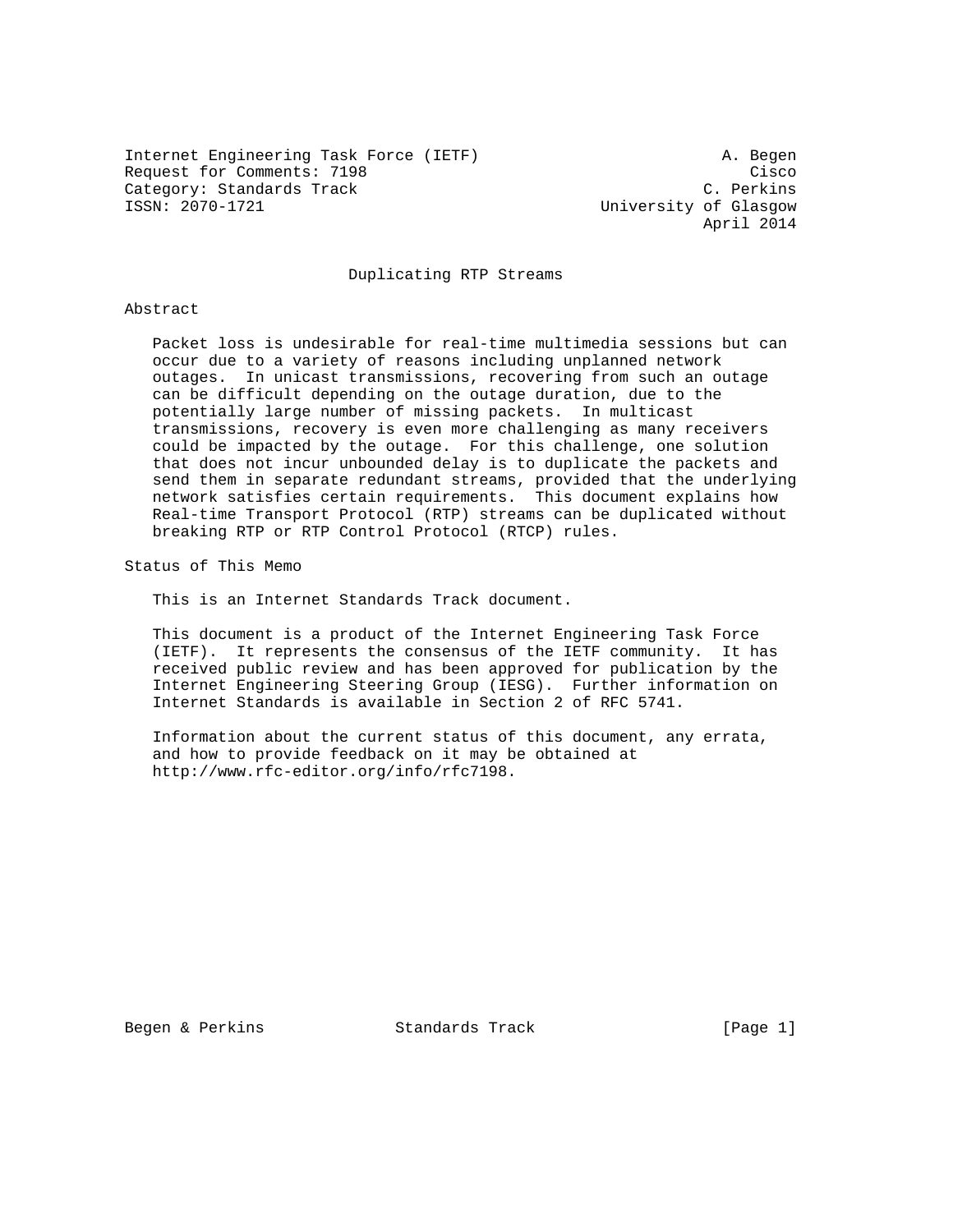Internet Engineering Task Force (IETF) A. Begen
Request for Comments: 7198 Cisco
Category: Standards Track C. Perkins
ISSN: 2070-1721 University of Glasgow
April 2014

# Duplicating RTP Streams

## Abstract

Packet loss is undesirable for real-time multimedia sessions but can occur due to a variety of reasons including unplanned network outages. In unicast transmissions, recovering from such an outage can be difficult depending on the outage duration, due to the potentially large number of missing packets. In multicast transmissions, recovery is even more challenging as many receivers could be impacted by the outage. For this challenge, one solution that does not incur unbounded delay is to duplicate the packets and send them in separate redundant streams, provided that the underlying network satisfies certain requirements. This document explains how Real-time Transport Protocol (RTP) streams can be duplicated without breaking RTP or RTP Control Protocol (RTCP) rules.

## Status of This Memo

This is an Internet Standards Track document.

This document is a product of the Internet Engineering Task Force (IETF). It represents the consensus of the IETF community. It has received public review and has been approved for publication by the Internet Engineering Steering Group (IESG). Further information on Internet Standards is available in Section 2 of RFC 5741.

Information about the current status of this document, any errata, and how to provide feedback on it may be obtained at http://www.rfc-editor.org/info/rfc7198.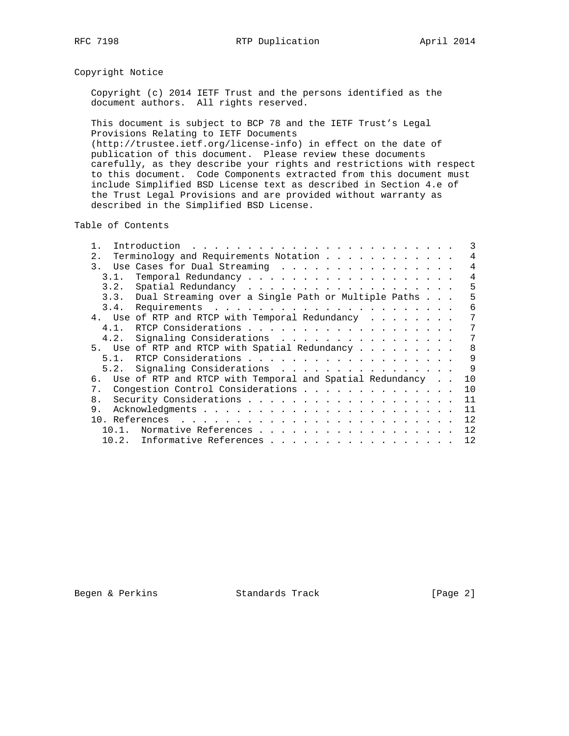## Copyright Notice

Copyright (c) 2014 IETF Trust and the persons identified as the document authors. All rights reserved.

This document is subject to BCP 78 and the IETF Trust's Legal Provisions Relating to IETF Documents (http://trustee.ietf.org/license-info) in effect on the date of publication of this document. Please review these documents carefully, as they describe your rights and restrictions with respect to this document. Code Components extracted from this document must include Simplified BSD License text as described in Section 4.e of the Trust Legal Provisions and are provided without warranty as described in the Simplified BSD License.

## Table of Contents

```
   1.  Introduction . . . . . . . . . . . . . . . . . . . . . . . .   3
   2.  Terminology and Requirements Notation . . . . . . . . . . . .   4
   3.  Use Cases for Dual Streaming  . . . . . . . . . . . . . . . .   4
     3.1.  Temporal Redundancy . . . . . . . . . . . . . . . . . . .   4
     3.2.  Spatial Redundancy  . . . . . . . . . . . . . . . . . . .   5
     3.3.  Dual Streaming over a Single Path or Multiple Paths . . .   5
     3.4.  Requirements  . . . . . . . . . . . . . . . . . . . . . .   6
   4.  Use of RTP and RTCP with Temporal Redundancy  . . . . . . . .   7
     4.1.  RTCP Considerations . . . . . . . . . . . . . . . . . . .   7
     4.2.  Signaling Considerations  . . . . . . . . . . . . . . . .   7
   5.  Use of RTP and RTCP with Spatial Redundancy . . . . . . . . .   8
     5.1.  RTCP Considerations . . . . . . . . . . . . . . . . . . .   9
     5.2.  Signaling Considerations  . . . . . . . . . . . . . . . .   9
   6.  Use of RTP and RTCP with Temporal and Spatial Redundancy  . .  10
   7.  Congestion Control Considerations . . . . . . . . . . . . . .  10
   8.  Security Considerations . . . . . . . . . . . . . . . . . . .  11
   9.  Acknowledgments . . . . . . . . . . . . . . . . . . . . . . .  11
   10. References  . . . . . . . . . . . . . . . . . . . . . . . . .  12
     10.1.  Normative References . . . . . . . . . . . . . . . . . .  12
     10.2.  Informative References . . . . . . . . . . . . . . . . .  12
```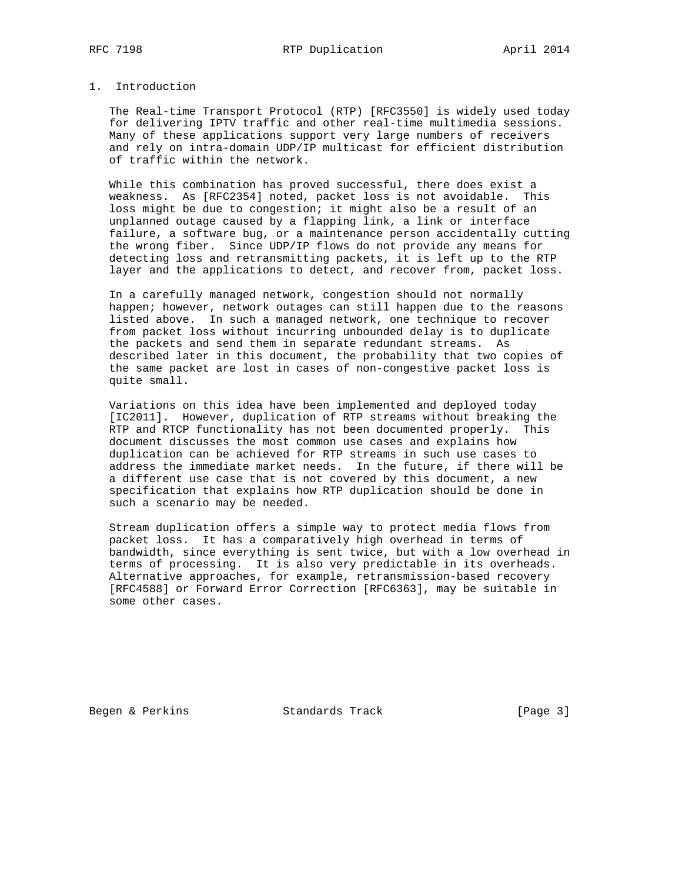## 1. Introduction

The Real-time Transport Protocol (RTP) [RFC3550] is widely used today for delivering IPTV traffic and other real-time multimedia sessions. Many of these applications support very large numbers of receivers and rely on intra-domain UDP/IP multicast for efficient distribution of traffic within the network.

While this combination has proved successful, there does exist a weakness. As [RFC2354] noted, packet loss is not avoidable. This loss might be due to congestion; it might also be a result of an unplanned outage caused by a flapping link, a link or interface failure, a software bug, or a maintenance person accidentally cutting the wrong fiber. Since UDP/IP flows do not provide any means for detecting loss and retransmitting packets, it is left up to the RTP layer and the applications to detect, and recover from, packet loss.

In a carefully managed network, congestion should not normally happen; however, network outages can still happen due to the reasons listed above. In such a managed network, one technique to recover from packet loss without incurring unbounded delay is to duplicate the packets and send them in separate redundant streams. As described later in this document, the probability that two copies of the same packet are lost in cases of non-congestive packet loss is quite small.

Variations on this idea have been implemented and deployed today [IC2011]. However, duplication of RTP streams without breaking the RTP and RTCP functionality has not been documented properly. This document discusses the most common use cases and explains how duplication can be achieved for RTP streams in such use cases to address the immediate market needs. In the future, if there will be a different use case that is not covered by this document, a new specification that explains how RTP duplication should be done in such a scenario may be needed.

Stream duplication offers a simple way to protect media flows from packet loss. It has a comparatively high overhead in terms of bandwidth, since everything is sent twice, but with a low overhead in terms of processing. It is also very predictable in its overheads. Alternative approaches, for example, retransmission-based recovery [RFC4588] or Forward Error Correction [RFC6363], may be suitable in some other cases.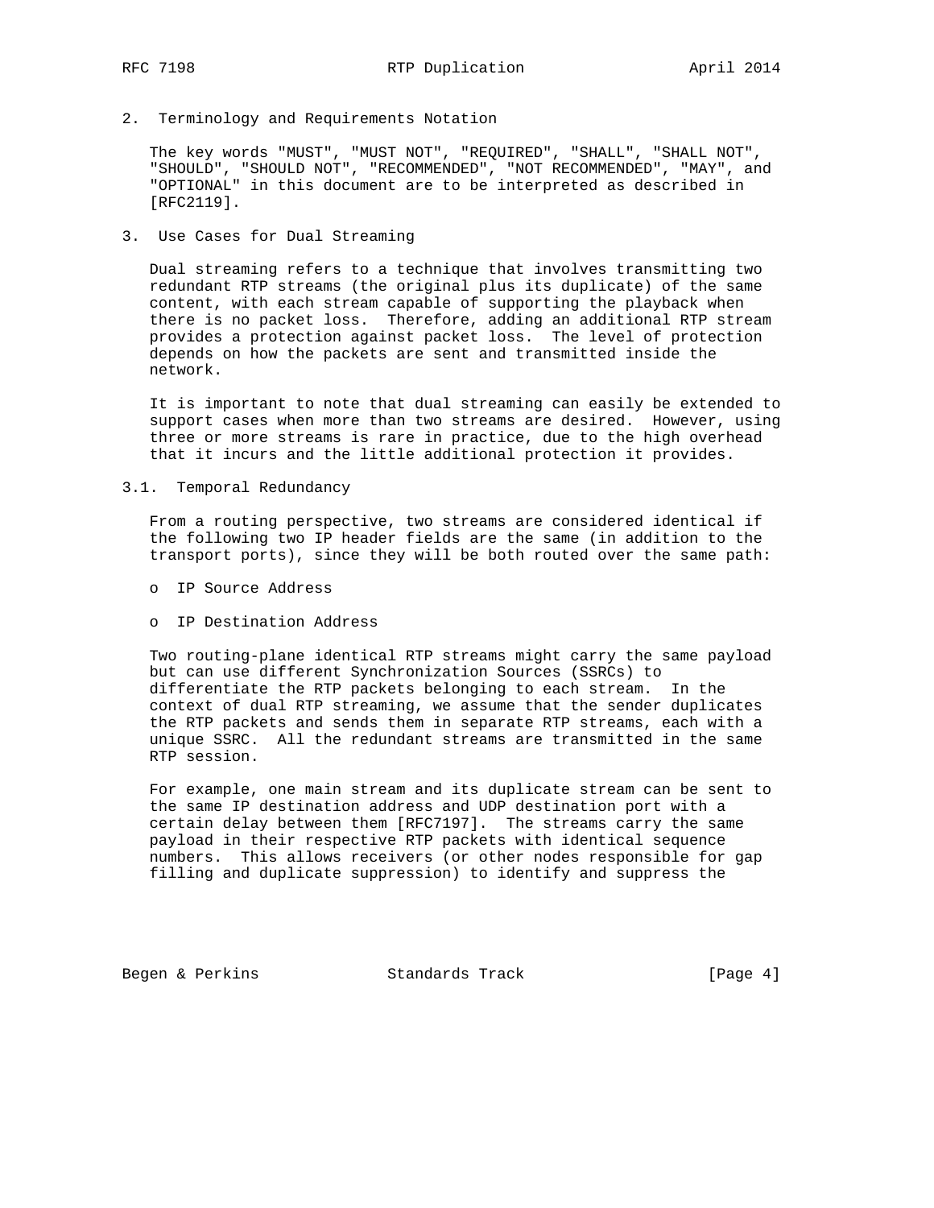## 2. Terminology and Requirements Notation

The key words "MUST", "MUST NOT", "REQUIRED", "SHALL", "SHALL NOT", "SHOULD", "SHOULD NOT", "RECOMMENDED", "NOT RECOMMENDED", "MAY", and "OPTIONAL" in this document are to be interpreted as described in [RFC2119].

## 3. Use Cases for Dual Streaming

Dual streaming refers to a technique that involves transmitting two redundant RTP streams (the original plus its duplicate) of the same content, with each stream capable of supporting the playback when there is no packet loss. Therefore, adding an additional RTP stream provides a protection against packet loss. The level of protection depends on how the packets are sent and transmitted inside the network.

It is important to note that dual streaming can easily be extended to support cases when more than two streams are desired. However, using three or more streams is rare in practice, due to the high overhead that it incurs and the little additional protection it provides.

### 3.1. Temporal Redundancy

From a routing perspective, two streams are considered identical if the following two IP header fields are the same (in addition to the transport ports), since they will be both routed over the same path:

- IP Source Address
- IP Destination Address

Two routing-plane identical RTP streams might carry the same payload but can use different Synchronization Sources (SSRCs) to differentiate the RTP packets belonging to each stream. In the context of dual RTP streaming, we assume that the sender duplicates the RTP packets and sends them in separate RTP streams, each with a unique SSRC. All the redundant streams are transmitted in the same RTP session.

For example, one main stream and its duplicate stream can be sent to the same IP destination address and UDP destination port with a certain delay between them [RFC7197]. The streams carry the same payload in their respective RTP packets with identical sequence numbers. This allows receivers (or other nodes responsible for gap filling and duplicate suppression) to identify and suppress the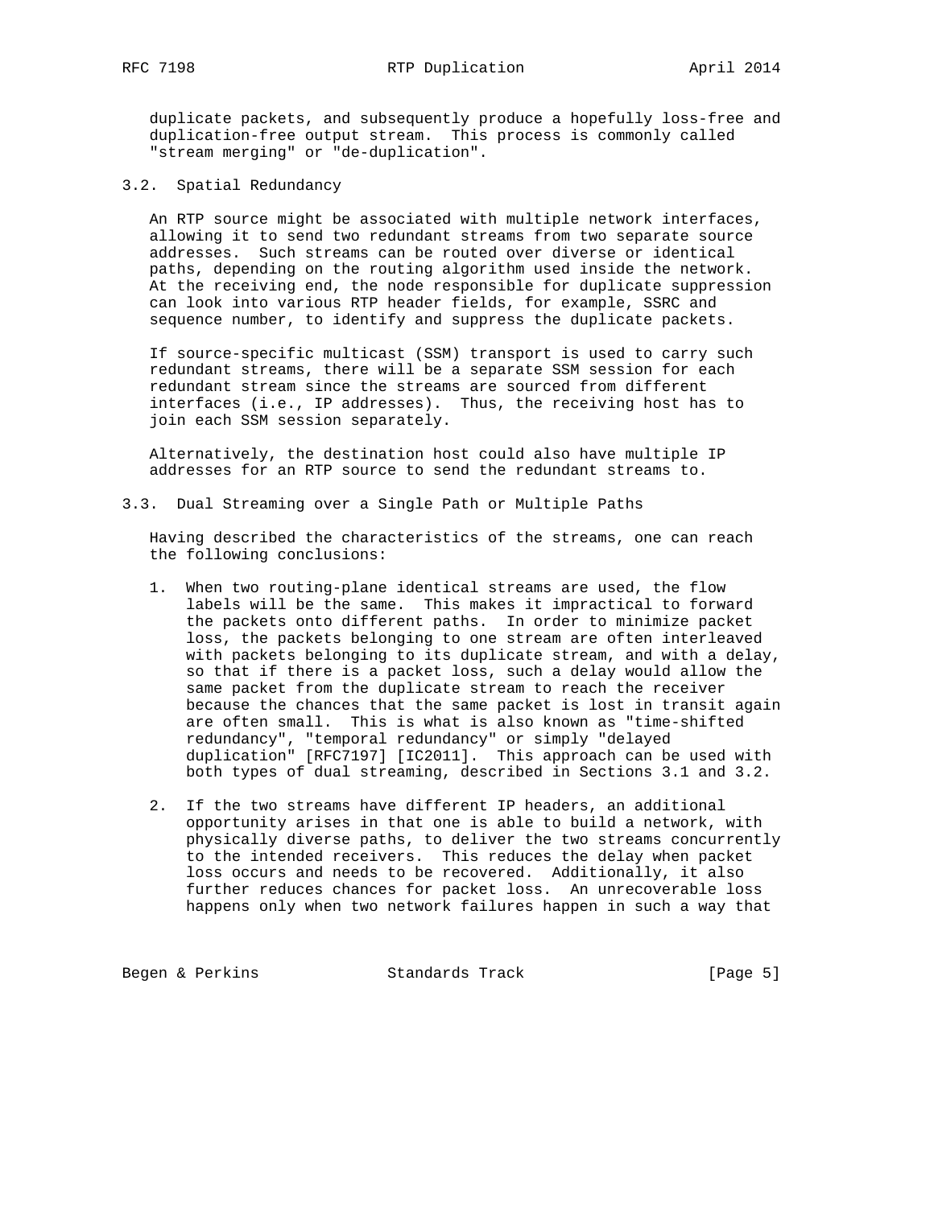duplicate packets, and subsequently produce a hopefully loss-free and duplication-free output stream. This process is commonly called "stream merging" or "de-duplication".

### 3.2. Spatial Redundancy

An RTP source might be associated with multiple network interfaces, allowing it to send two redundant streams from two separate source addresses. Such streams can be routed over diverse or identical paths, depending on the routing algorithm used inside the network. At the receiving end, the node responsible for duplicate suppression can look into various RTP header fields, for example, SSRC and sequence number, to identify and suppress the duplicate packets.

If source-specific multicast (SSM) transport is used to carry such redundant streams, there will be a separate SSM session for each redundant stream since the streams are sourced from different interfaces (i.e., IP addresses). Thus, the receiving host has to join each SSM session separately.

Alternatively, the destination host could also have multiple IP addresses for an RTP source to send the redundant streams to.

### 3.3. Dual Streaming over a Single Path or Multiple Paths

Having described the characteristics of the streams, one can reach the following conclusions:

1. When two routing-plane identical streams are used, the flow labels will be the same. This makes it impractical to forward the packets onto different paths. In order to minimize packet loss, the packets belonging to one stream are often interleaved with packets belonging to its duplicate stream, and with a delay, so that if there is a packet loss, such a delay would allow the same packet from the duplicate stream to reach the receiver because the chances that the same packet is lost in transit again are often small. This is what is also known as "time-shifted redundancy", "temporal redundancy" or simply "delayed duplication" [RFC7197] [IC2011]. This approach can be used with both types of dual streaming, described in Sections 3.1 and 3.2.

2. If the two streams have different IP headers, an additional opportunity arises in that one is able to build a network, with physically diverse paths, to deliver the two streams concurrently to the intended receivers. This reduces the delay when packet loss occurs and needs to be recovered. Additionally, it also further reduces chances for packet loss. An unrecoverable loss happens only when two network failures happen in such a way that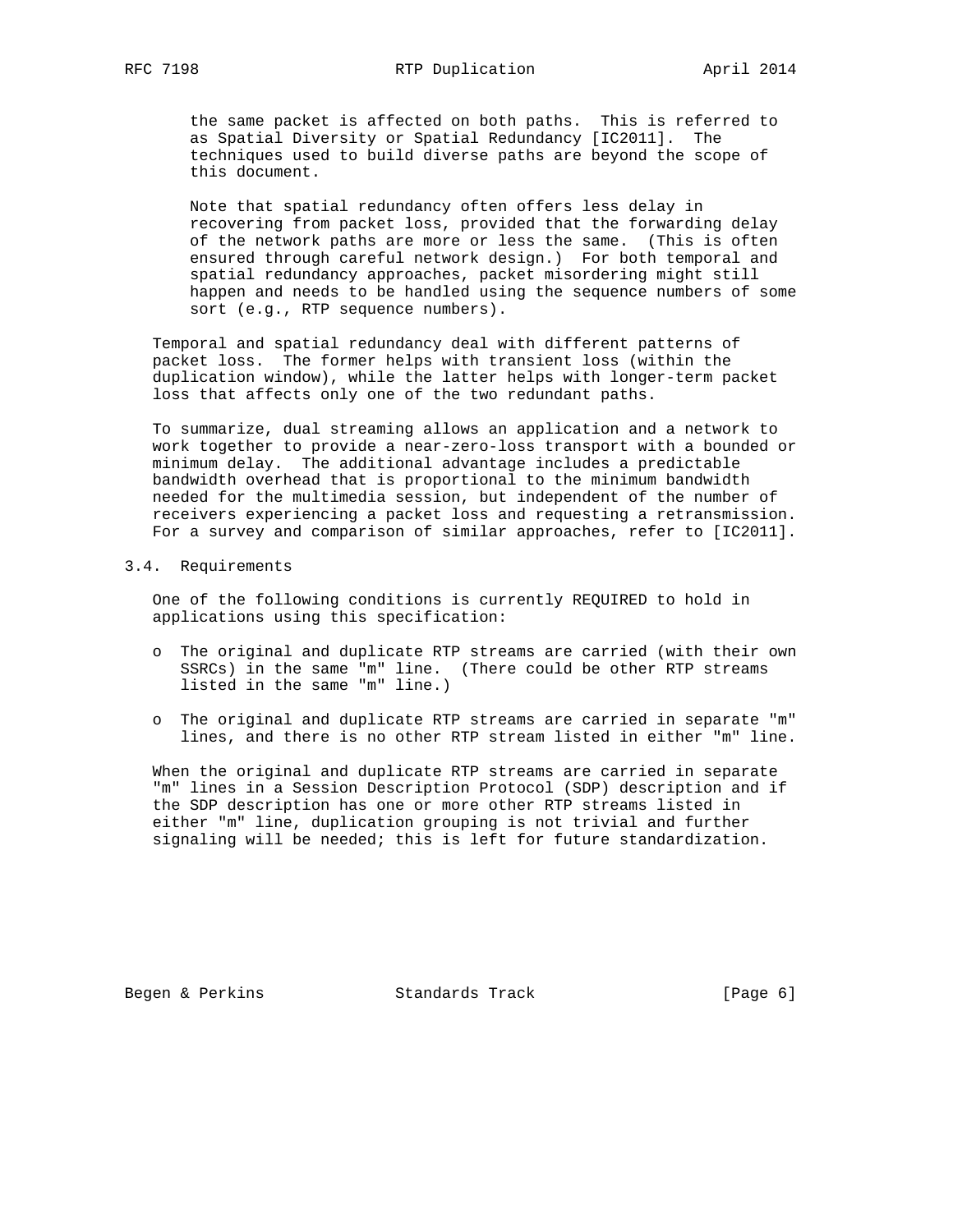the same packet is affected on both paths. This is referred to as Spatial Diversity or Spatial Redundancy [IC2011]. The techniques used to build diverse paths are beyond the scope of this document.

Note that spatial redundancy often offers less delay in recovering from packet loss, provided that the forwarding delay of the network paths are more or less the same. (This is often ensured through careful network design.) For both temporal and spatial redundancy approaches, packet misordering might still happen and needs to be handled using the sequence numbers of some sort (e.g., RTP sequence numbers).

Temporal and spatial redundancy deal with different patterns of packet loss. The former helps with transient loss (within the duplication window), while the latter helps with longer-term packet loss that affects only one of the two redundant paths.

To summarize, dual streaming allows an application and a network to work together to provide a near-zero-loss transport with a bounded or minimum delay. The additional advantage includes a predictable bandwidth overhead that is proportional to the minimum bandwidth needed for the multimedia session, but independent of the number of receivers experiencing a packet loss and requesting a retransmission. For a survey and comparison of similar approaches, refer to [IC2011].

## 3.4. Requirements

One of the following conditions is currently REQUIRED to hold in applications using this specification:

- The original and duplicate RTP streams are carried (with their own SSRCs) in the same "m" line. (There could be other RTP streams listed in the same "m" line.)
- The original and duplicate RTP streams are carried in separate "m" lines, and there is no other RTP stream listed in either "m" line.

When the original and duplicate RTP streams are carried in separate "m" lines in a Session Description Protocol (SDP) description and if the SDP description has one or more other RTP streams listed in either "m" line, duplication grouping is not trivial and further signaling will be needed; this is left for future standardization.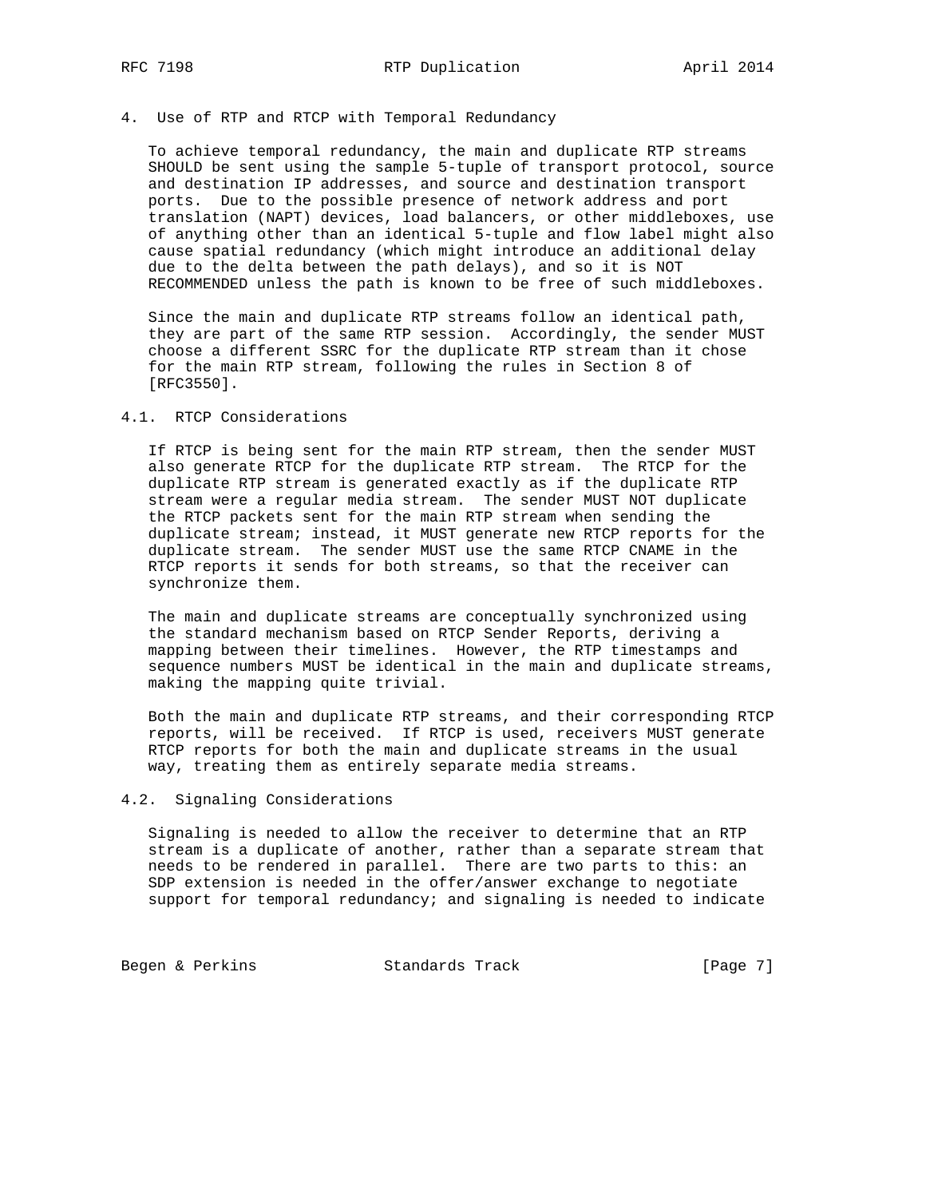## 4. Use of RTP and RTCP with Temporal Redundancy

To achieve temporal redundancy, the main and duplicate RTP streams SHOULD be sent using the sample 5-tuple of transport protocol, source and destination IP addresses, and source and destination transport ports. Due to the possible presence of network address and port translation (NAPT) devices, load balancers, or other middleboxes, use of anything other than an identical 5-tuple and flow label might also cause spatial redundancy (which might introduce an additional delay due to the delta between the path delays), and so it is NOT RECOMMENDED unless the path is known to be free of such middleboxes.

Since the main and duplicate RTP streams follow an identical path, they are part of the same RTP session. Accordingly, the sender MUST choose a different SSRC for the duplicate RTP stream than it chose for the main RTP stream, following the rules in Section 8 of [RFC3550].

### 4.1. RTCP Considerations

If RTCP is being sent for the main RTP stream, then the sender MUST also generate RTCP for the duplicate RTP stream. The RTCP for the duplicate RTP stream is generated exactly as if the duplicate RTP stream were a regular media stream. The sender MUST NOT duplicate the RTCP packets sent for the main RTP stream when sending the duplicate stream; instead, it MUST generate new RTCP reports for the duplicate stream. The sender MUST use the same RTCP CNAME in the RTCP reports it sends for both streams, so that the receiver can synchronize them.

The main and duplicate streams are conceptually synchronized using the standard mechanism based on RTCP Sender Reports, deriving a mapping between their timelines. However, the RTP timestamps and sequence numbers MUST be identical in the main and duplicate streams, making the mapping quite trivial.

Both the main and duplicate RTP streams, and their corresponding RTCP reports, will be received. If RTCP is used, receivers MUST generate RTCP reports for both the main and duplicate streams in the usual way, treating them as entirely separate media streams.

### 4.2. Signaling Considerations

Signaling is needed to allow the receiver to determine that an RTP stream is a duplicate of another, rather than a separate stream that needs to be rendered in parallel. There are two parts to this: an SDP extension is needed in the offer/answer exchange to negotiate support for temporal redundancy; and signaling is needed to indicate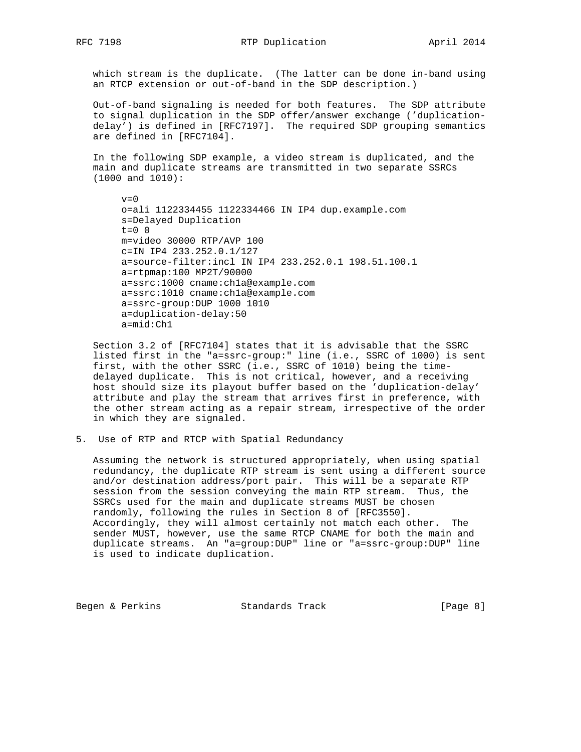which stream is the duplicate. (The latter can be done in-band using an RTCP extension or out-of-band in the SDP description.)

Out-of-band signaling is needed for both features. The SDP attribute to signal duplication in the SDP offer/answer exchange ('duplication-delay') is defined in [RFC7197]. The required SDP grouping semantics are defined in [RFC7104].

In the following SDP example, a video stream is duplicated, and the main and duplicate streams are transmitted in two separate SSRCs (1000 and 1010):

```
v=0
o=ali 1122334455 1122334466 IN IP4 dup.example.com
s=Delayed Duplication
t=0 0
m=video 30000 RTP/AVP 100
c=IN IP4 233.252.0.1/127
a=source-filter:incl IN IP4 233.252.0.1 198.51.100.1
a=rtpmap:100 MP2T/90000
a=ssrc:1000 cname:ch1a@example.com
a=ssrc:1010 cname:ch1a@example.com
a=ssrc-group:DUP 1000 1010
a=duplication-delay:50
a=mid:Ch1
```

Section 3.2 of [RFC7104] states that it is advisable that the SSRC listed first in the "a=ssrc-group:" line (i.e., SSRC of 1000) is sent first, with the other SSRC (i.e., SSRC of 1010) being the time-delayed duplicate. This is not critical, however, and a receiving host should size its playout buffer based on the 'duplication-delay' attribute and play the stream that arrives first in preference, with the other stream acting as a repair stream, irrespective of the order in which they are signaled.

## 5. Use of RTP and RTCP with Spatial Redundancy

Assuming the network is structured appropriately, when using spatial redundancy, the duplicate RTP stream is sent using a different source and/or destination address/port pair. This will be a separate RTP session from the session conveying the main RTP stream. Thus, the SSRCs used for the main and duplicate streams MUST be chosen randomly, following the rules in Section 8 of [RFC3550]. Accordingly, they will almost certainly not match each other. The sender MUST, however, use the same RTCP CNAME for both the main and duplicate streams. An "a=group:DUP" line or "a=ssrc-group:DUP" line is used to indicate duplication.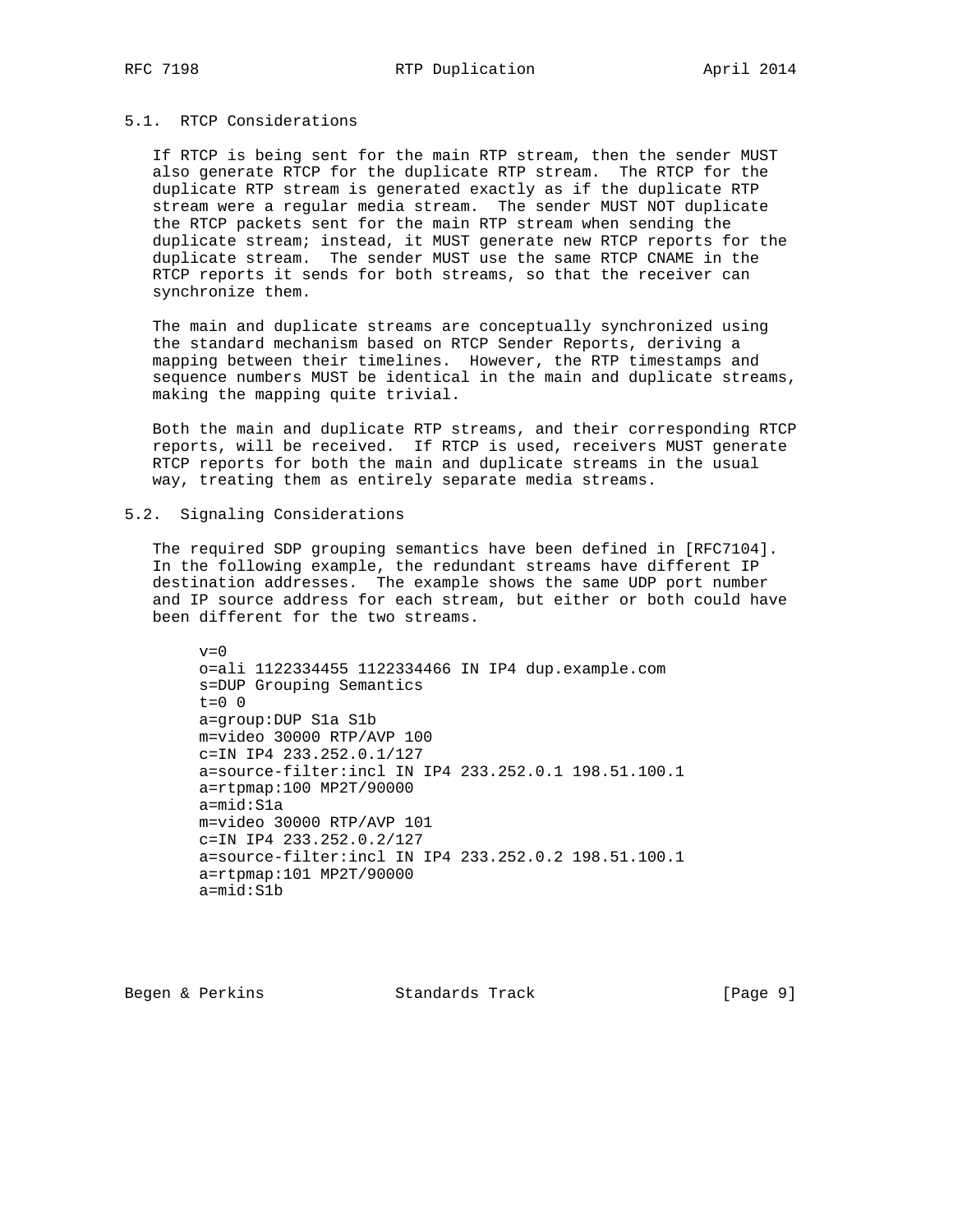### 5.1. RTCP Considerations

If RTCP is being sent for the main RTP stream, then the sender MUST also generate RTCP for the duplicate RTP stream. The RTCP for the duplicate RTP stream is generated exactly as if the duplicate RTP stream were a regular media stream. The sender MUST NOT duplicate the RTCP packets sent for the main RTP stream when sending the duplicate stream; instead, it MUST generate new RTCP reports for the duplicate stream. The sender MUST use the same RTCP CNAME in the RTCP reports it sends for both streams, so that the receiver can synchronize them.

The main and duplicate streams are conceptually synchronized using the standard mechanism based on RTCP Sender Reports, deriving a mapping between their timelines. However, the RTP timestamps and sequence numbers MUST be identical in the main and duplicate streams, making the mapping quite trivial.

Both the main and duplicate RTP streams, and their corresponding RTCP reports, will be received. If RTCP is used, receivers MUST generate RTCP reports for both the main and duplicate streams in the usual way, treating them as entirely separate media streams.

### 5.2. Signaling Considerations

The required SDP grouping semantics have been defined in [RFC7104]. In the following example, the redundant streams have different IP destination addresses. The example shows the same UDP port number and IP source address for each stream, but either or both could have been different for the two streams.

```
v=0
o=ali 1122334455 1122334466 IN IP4 dup.example.com
s=DUP Grouping Semantics
t=0 0
a=group:DUP S1a S1b
m=video 30000 RTP/AVP 100
c=IN IP4 233.252.0.1/127
a=source-filter:incl IN IP4 233.252.0.1 198.51.100.1
a=rtpmap:100 MP2T/90000
a=mid:S1a
m=video 30000 RTP/AVP 101
c=IN IP4 233.252.0.2/127
a=source-filter:incl IN IP4 233.252.0.2 198.51.100.1
a=rtpmap:101 MP2T/90000
a=mid:S1b
```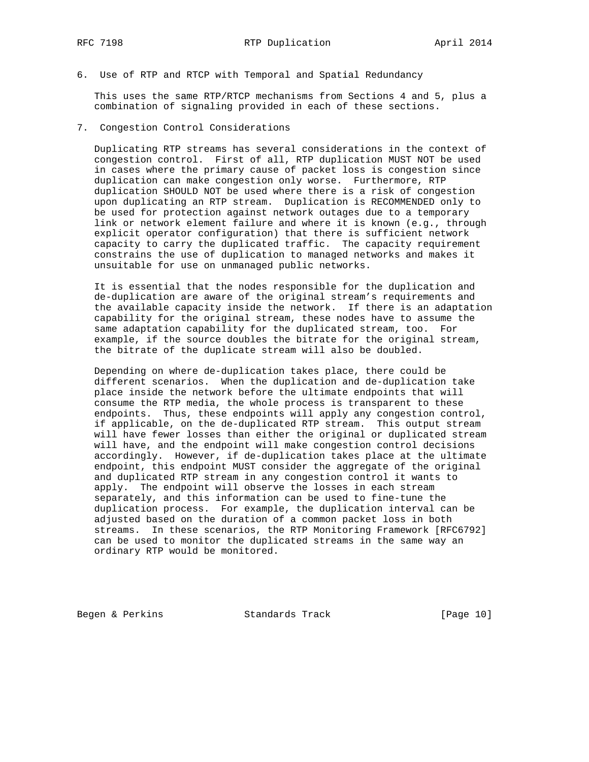## 6. Use of RTP and RTCP with Temporal and Spatial Redundancy

This uses the same RTP/RTCP mechanisms from Sections 4 and 5, plus a combination of signaling provided in each of these sections.

## 7. Congestion Control Considerations

Duplicating RTP streams has several considerations in the context of congestion control. First of all, RTP duplication MUST NOT be used in cases where the primary cause of packet loss is congestion since duplication can make congestion only worse. Furthermore, RTP duplication SHOULD NOT be used where there is a risk of congestion upon duplicating an RTP stream. Duplication is RECOMMENDED only to be used for protection against network outages due to a temporary link or network element failure and where it is known (e.g., through explicit operator configuration) that there is sufficient network capacity to carry the duplicated traffic. The capacity requirement constrains the use of duplication to managed networks and makes it unsuitable for use on unmanaged public networks.

It is essential that the nodes responsible for the duplication and de-duplication are aware of the original stream's requirements and the available capacity inside the network. If there is an adaptation capability for the original stream, these nodes have to assume the same adaptation capability for the duplicated stream, too. For example, if the source doubles the bitrate for the original stream, the bitrate of the duplicate stream will also be doubled.

Depending on where de-duplication takes place, there could be different scenarios. When the duplication and de-duplication take place inside the network before the ultimate endpoints that will consume the RTP media, the whole process is transparent to these endpoints. Thus, these endpoints will apply any congestion control, if applicable, on the de-duplicated RTP stream. This output stream will have fewer losses than either the original or duplicated stream will have, and the endpoint will make congestion control decisions accordingly. However, if de-duplication takes place at the ultimate endpoint, this endpoint MUST consider the aggregate of the original and duplicated RTP stream in any congestion control it wants to apply. The endpoint will observe the losses in each stream separately, and this information can be used to fine-tune the duplication process. For example, the duplication interval can be adjusted based on the duration of a common packet loss in both streams. In these scenarios, the RTP Monitoring Framework [RFC6792] can be used to monitor the duplicated streams in the same way an ordinary RTP would be monitored.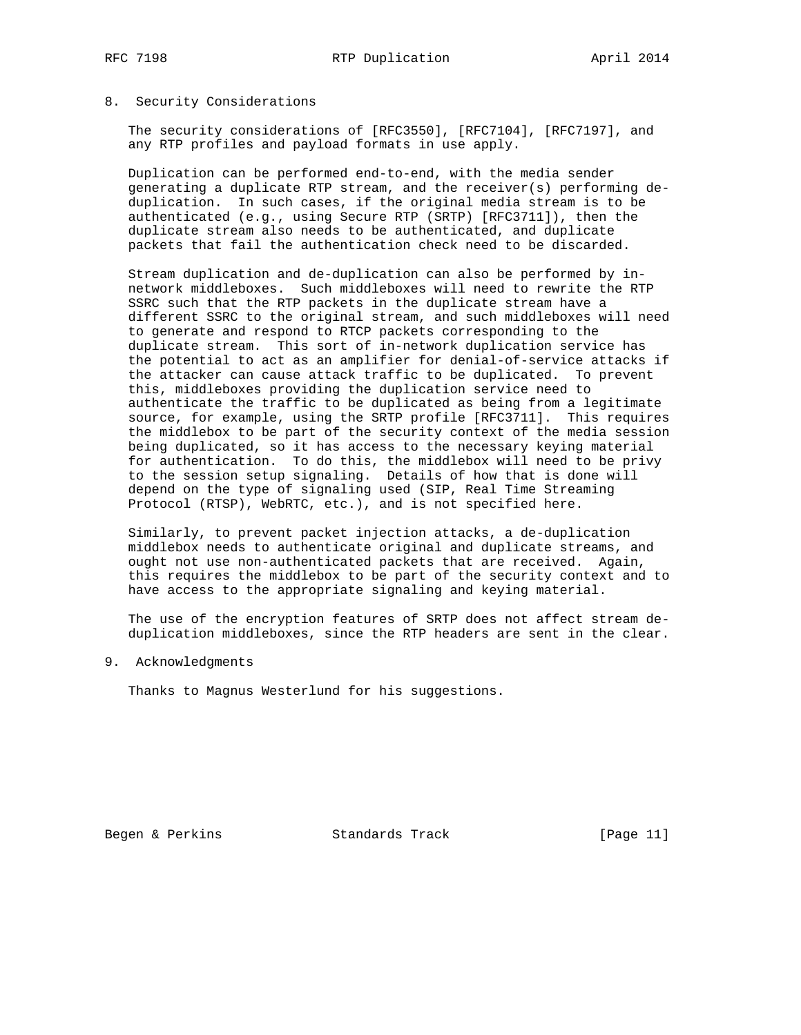## 8. Security Considerations

The security considerations of [RFC3550], [RFC7104], [RFC7197], and any RTP profiles and payload formats in use apply.

Duplication can be performed end-to-end, with the media sender generating a duplicate RTP stream, and the receiver(s) performing de-duplication. In such cases, if the original media stream is to be authenticated (e.g., using Secure RTP (SRTP) [RFC3711]), then the duplicate stream also needs to be authenticated, and duplicate packets that fail the authentication check need to be discarded.

Stream duplication and de-duplication can also be performed by in-network middleboxes. Such middleboxes will need to rewrite the RTP SSRC such that the RTP packets in the duplicate stream have a different SSRC to the original stream, and such middleboxes will need to generate and respond to RTCP packets corresponding to the duplicate stream. This sort of in-network duplication service has the potential to act as an amplifier for denial-of-service attacks if the attacker can cause attack traffic to be duplicated. To prevent this, middleboxes providing the duplication service need to authenticate the traffic to be duplicated as being from a legitimate source, for example, using the SRTP profile [RFC3711]. This requires the middlebox to be part of the security context of the media session being duplicated, so it has access to the necessary keying material for authentication. To do this, the middlebox will need to be privy to the session setup signaling. Details of how that is done will depend on the type of signaling used (SIP, Real Time Streaming Protocol (RTSP), WebRTC, etc.), and is not specified here.

Similarly, to prevent packet injection attacks, a de-duplication middlebox needs to authenticate original and duplicate streams, and ought not use non-authenticated packets that are received. Again, this requires the middlebox to be part of the security context and to have access to the appropriate signaling and keying material.

The use of the encryption features of SRTP does not affect stream de-duplication middleboxes, since the RTP headers are sent in the clear.

## 9. Acknowledgments

Thanks to Magnus Westerlund for his suggestions.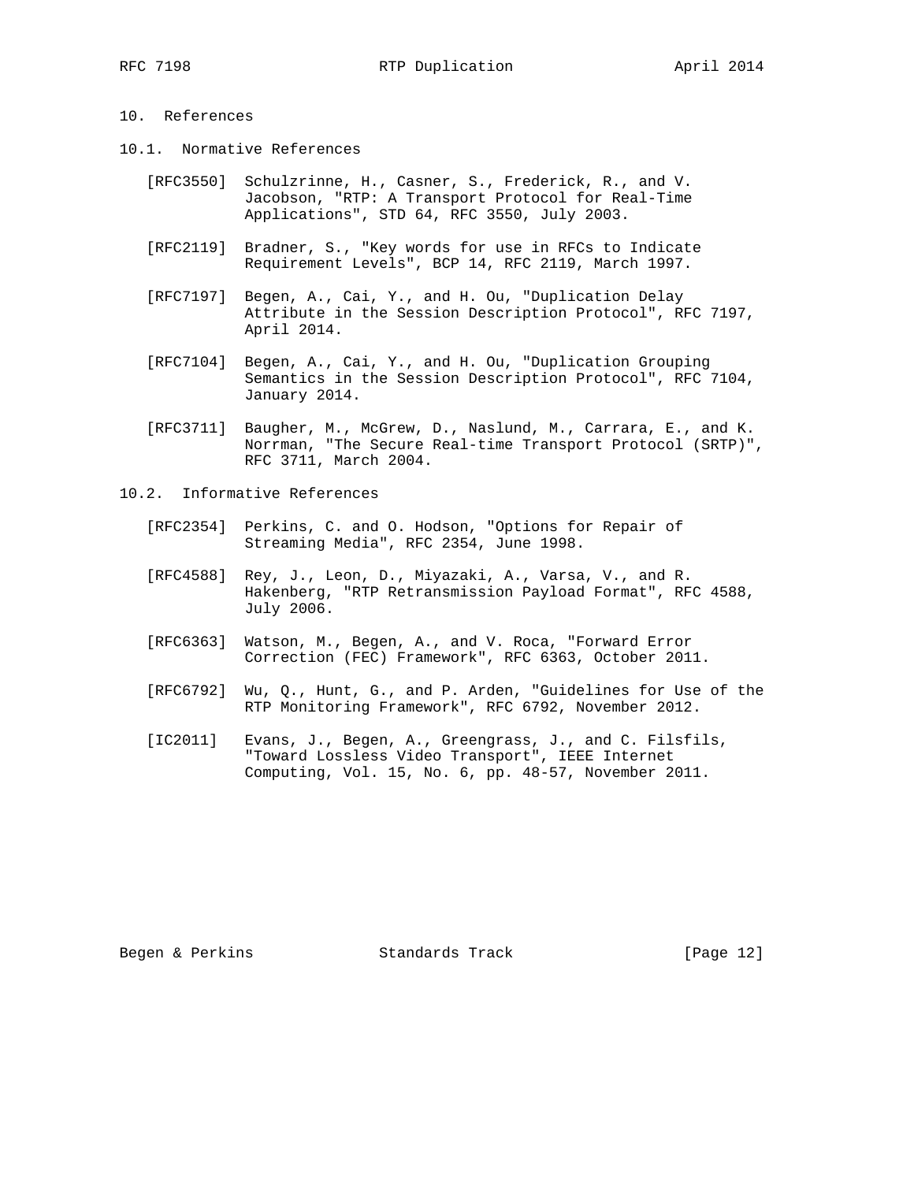## 10. References

### 10.1. Normative References

[RFC3550] Schulzrinne, H., Casner, S., Frederick, R., and V. Jacobson, "RTP: A Transport Protocol for Real-Time Applications", STD 64, RFC 3550, July 2003.

[RFC2119] Bradner, S., "Key words for use in RFCs to Indicate Requirement Levels", BCP 14, RFC 2119, March 1997.

[RFC7197] Begen, A., Cai, Y., and H. Ou, "Duplication Delay Attribute in the Session Description Protocol", RFC 7197, April 2014.

[RFC7104] Begen, A., Cai, Y., and H. Ou, "Duplication Grouping Semantics in the Session Description Protocol", RFC 7104, January 2014.

[RFC3711] Baugher, M., McGrew, D., Naslund, M., Carrara, E., and K. Norrman, "The Secure Real-time Transport Protocol (SRTP)", RFC 3711, March 2004.

### 10.2. Informative References

[RFC2354] Perkins, C. and O. Hodson, "Options for Repair of Streaming Media", RFC 2354, June 1998.

[RFC4588] Rey, J., Leon, D., Miyazaki, A., Varsa, V., and R. Hakenberg, "RTP Retransmission Payload Format", RFC 4588, July 2006.

[RFC6363] Watson, M., Begen, A., and V. Roca, "Forward Error Correction (FEC) Framework", RFC 6363, October 2011.

[RFC6792] Wu, Q., Hunt, G., and P. Arden, "Guidelines for Use of the RTP Monitoring Framework", RFC 6792, November 2012.

[IC2011] Evans, J., Begen, A., Greengrass, J., and C. Filsfils, "Toward Lossless Video Transport", IEEE Internet Computing, Vol. 15, No. 6, pp. 48-57, November 2011.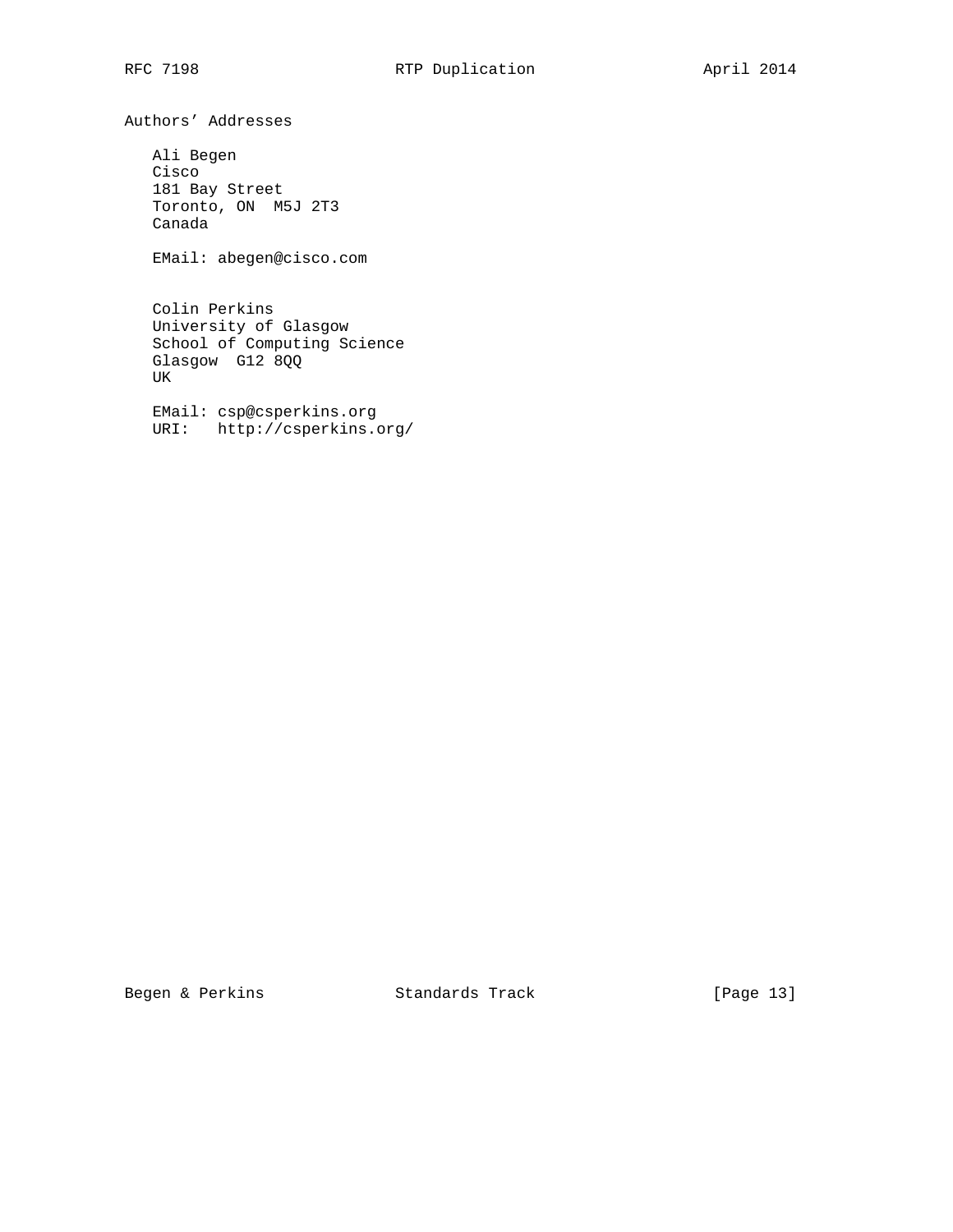# Authors' Addresses

Ali Begen
Cisco
181 Bay Street
Toronto, ON  M5J 2T3
Canada

EMail: abegen@cisco.com

Colin Perkins
University of Glasgow
School of Computing Science
Glasgow  G12 8QQ
UK

EMail: csp@csperkins.org
URI:   http://csperkins.org/